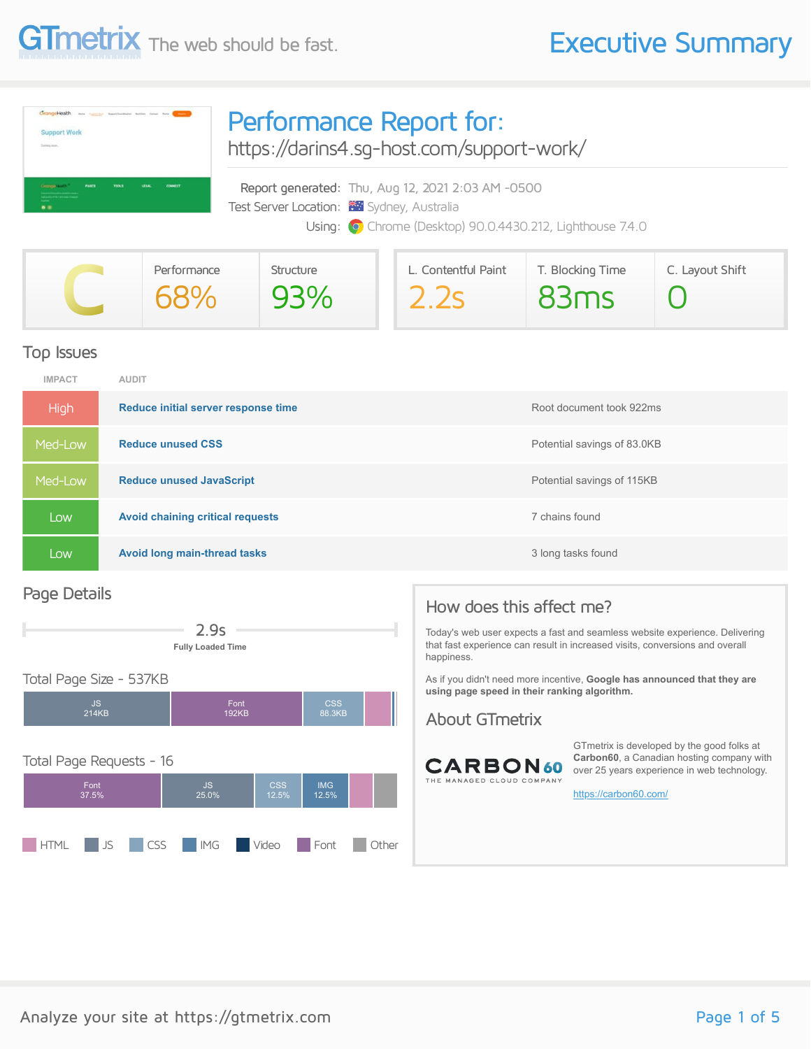# GTmetrix — The web should be fast.

# Executive Summary

## Performance Report for:

https://darins4.sg-host.com/support-work/

Report generated: Thu, Aug 12, 2021 2:03 AM -0500

Test Server Location: Sydney, Australia

Using: Chrome (Desktop) 90.0.4430.212, Lighthouse 7.4.0

| Grade | Performance | Structure | L. Contentful Paint | T. Blocking Time | C. Layout Shift |
|---|---|---|---|---|---|
| C | 68% | 93% | 2.2s | 83ms | 0 |

## Top Issues

| IMPACT | AUDIT | |
|---|---|---|
| High | Reduce initial server response time | Root document took 922ms |
| Med-Low | Reduce unused CSS | Potential savings of 83.0KB |
| Med-Low | Reduce unused JavaScript | Potential savings of 115KB |
| Low | Avoid chaining critical requests | 7 chains found |
| Low | Avoid long main-thread tasks | 3 long tasks found |

## Page Details

2.9s
Fully Loaded Time

### Total Page Size - 537KB

JS 214KB | Font 192KB | CSS 88.3KB

### Total Page Requests - 16

Font 37.5% | JS 25.0% | CSS 12.5% | IMG 12.5%

HTML | JS | CSS | IMG | Video | Font | Other

## How does this affect me?

Today's web user expects a fast and seamless website experience. Delivering that fast experience can result in increased visits, conversions and overall happiness.

As if you didn't need more incentive, **Google has announced that they are using page speed in their ranking algorithm.**

## About GTmetrix

CARBON60 THE MANAGED CLOUD COMPANY

GTmetrix is developed by the good folks at **Carbon60**, a Canadian hosting company with over 25 years experience in web technology.

https://carbon60.com/

Analyze your site at https://gtmetrix.com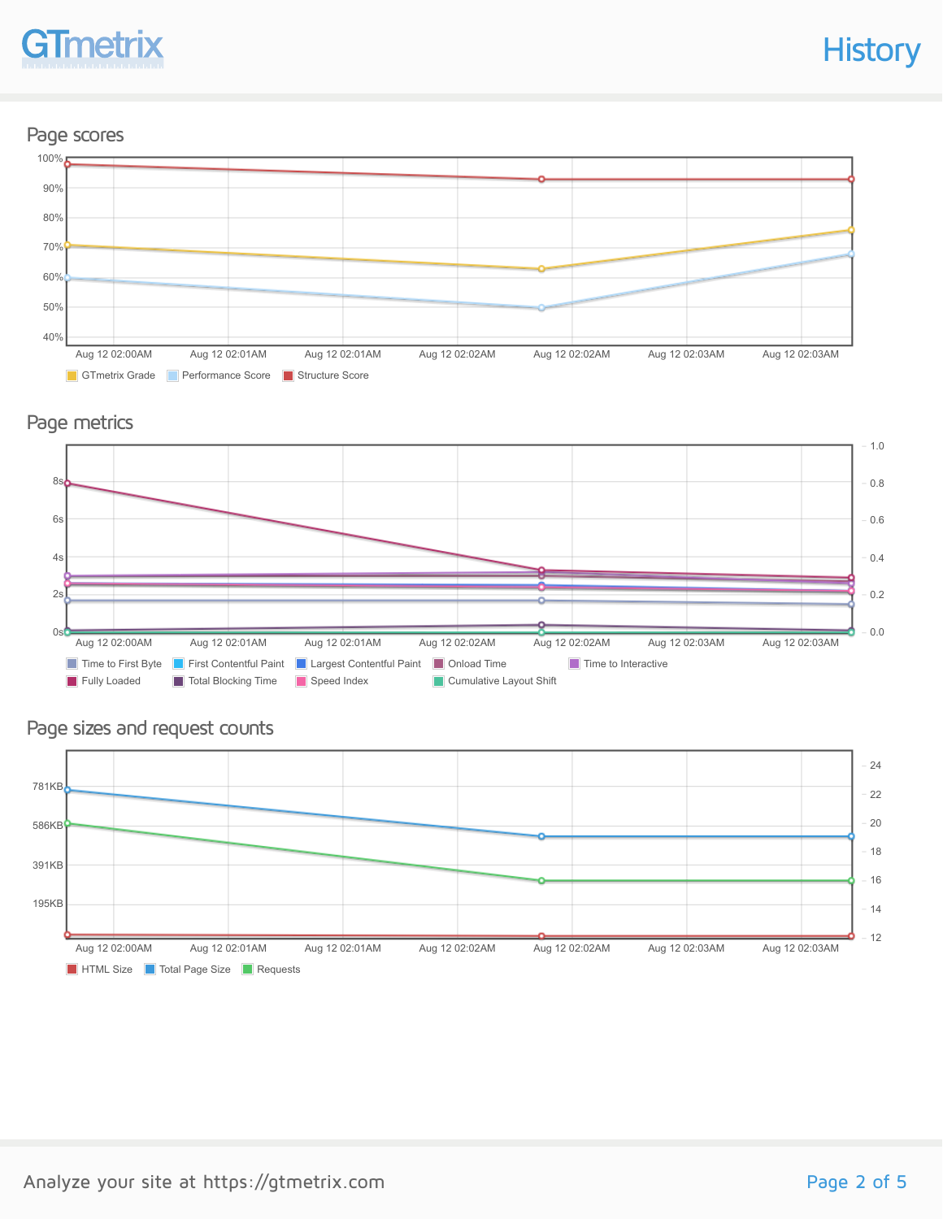# History

## Page scores

100%
90%
80%
70%
60%
50%
40%

Aug 12 02:00AM | Aug 12 02:01AM | Aug 12 02:01AM | Aug 12 02:02AM | Aug 12 02:02AM | Aug 12 02:03AM | Aug 12 02:03AM

GTmetrix Grade | Performance Score | Structure Score

## Page metrics

8s
6s
4s
2s
0s

1.0
0.8
0.6
0.4
0.2
0.0

Aug 12 02:00AM | Aug 12 02:01AM | Aug 12 02:01AM | Aug 12 02:02AM | Aug 12 02:02AM | Aug 12 02:03AM | Aug 12 02:03AM

Time to First Byte | First Contentful Paint | Largest Contentful Paint | Onload Time | Time to Interactive | Fully Loaded | Total Blocking Time | Speed Index | Cumulative Layout Shift

## Page sizes and request counts

781KB
586KB
391KB
195KB

24
22
20
18
16
14
12

Aug 12 02:00AM | Aug 12 02:01AM | Aug 12 02:01AM | Aug 12 02:02AM | Aug 12 02:02AM | Aug 12 02:03AM | Aug 12 02:03AM

HTML Size | Total Page Size | Requests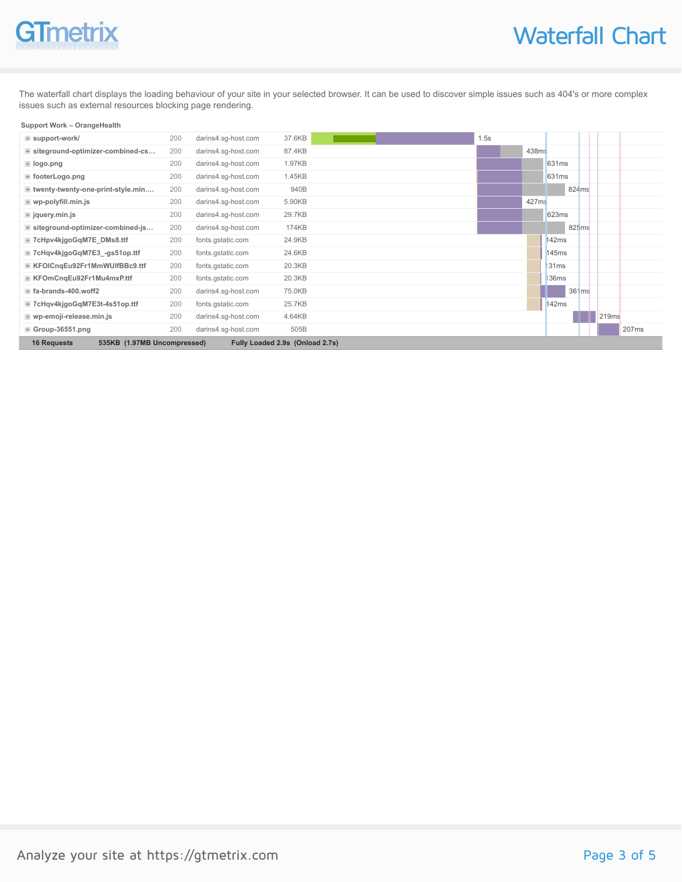# Waterfall Chart

The waterfall chart displays the loading behaviour of your site in your selected browser. It can be used to discover simple issues such as 404's or more complex issues such as external resources blocking page rendering.

**Support Work – OrangeHealth**

| Resource | Status | Domain | Size | Time |
|---|---|---|---|---|
| support-work/ | 200 | darins4.sg-host.com | 37.6KB | 1.5s |
| siteground-optimizer-combined-cs… | 200 | darins4.sg-host.com | 87.4KB | 438ms |
| logo.png | 200 | darins4.sg-host.com | 1.97KB | 631ms |
| footerLogo.png | 200 | darins4.sg-host.com | 1.45KB | 631ms |
| twenty-twenty-one-print-style.min.… | 200 | darins4.sg-host.com | 940B | 824ms |
| wp-polyfill.min.js | 200 | darins4.sg-host.com | 5.90KB | 427ms |
| jquery.min.js | 200 | darins4.sg-host.com | 29.7KB | 623ms |
| siteground-optimizer-combined-js… | 200 | darins4.sg-host.com | 174KB | 825ms |
| 7cHpv4kjgoGqM7E_DMs8.ttf | 200 | fonts.gstatic.com | 24.9KB | 142ms |
| 7cHqv4kjgoGqM7E3_-gs51op.ttf | 200 | fonts.gstatic.com | 24.6KB | 145ms |
| KFOlCnqEu92Fr1MmWUlfBBc9.ttf | 200 | fonts.gstatic.com | 20.3KB | 131ms |
| KFOmCnqEu92Fr1Mu4mxP.ttf | 200 | fonts.gstatic.com | 20.3KB | 136ms |
| fa-brands-400.woff2 | 200 | darins4.sg-host.com | 75.0KB | 361ms |
| 7cHqv4kjgoGqM7E3t-4s51op.ttf | 200 | fonts.gstatic.com | 25.7KB | 142ms |
| wp-emoji-release.min.js | 200 | darins4.sg-host.com | 4.64KB | 219ms |
| Group-36551.png | 200 | darins4.sg-host.com | 505B | 207ms |

**16 Requests** **535KB (1.97MB Uncompressed)** **Fully Loaded 2.9s (Onload 2.7s)**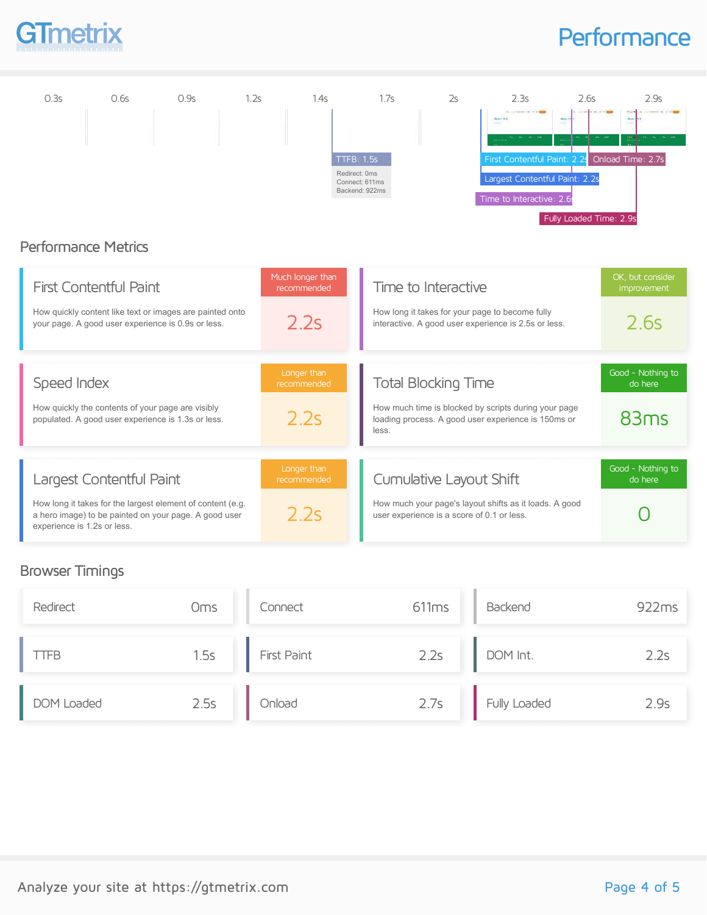# Performance

| 0.3s | 0.6s | 0.9s | 1.2s | 1.4s | 1.7s | 2s | 2.3s | 2.6s | 2.9s |
|---|---|---|---|---|---|---|---|---|---|

TTFB: 1.5s
Redirect: 0ms
Connect: 611ms
Backend: 922ms

First Contentful Paint: 2.2s
Largest Contentful Paint: 2.2s
Time to Interactive: 2.6s
Onload Time: 2.7s
Fully Loaded Time: 2.9s

## Performance Metrics

| Metric | Description | Rating | Value |
|---|---|---|---|
| First Contentful Paint | How quickly content like text or images are painted onto your page. A good user experience is 0.9s or less. | Much longer than recommended | 2.2s |
| Time to Interactive | How long it takes for your page to become fully interactive. A good user experience is 2.5s or less. | OK, but consider improvement | 2.6s |
| Speed Index | How quickly the contents of your page are visibly populated. A good user experience is 1.3s or less. | Longer than recommended | 2.2s |
| Total Blocking Time | How much time is blocked by scripts during your page loading process. A good user experience is 150ms or less. | Good - Nothing to do here | 83ms |
| Largest Contentful Paint | How long it takes for the largest element of content (e.g. a hero image) to be painted on your page. A good user experience is 1.2s or less. | Longer than recommended | 2.2s |
| Cumulative Layout Shift | How much your page's layout shifts as it loads. A good user experience is a score of 0.1 or less. | Good - Nothing to do here | 0 |

## Browser Timings

| Timing | Value | Timing | Value | Timing | Value |
|---|---|---|---|---|---|
| Redirect | 0ms | Connect | 611ms | Backend | 922ms |
| TTFB | 1.5s | First Paint | 2.2s | DOM Int. | 2.2s |
| DOM Loaded | 2.5s | Onload | 2.7s | Fully Loaded | 2.9s |

Analyze your site at https://gtmetrix.com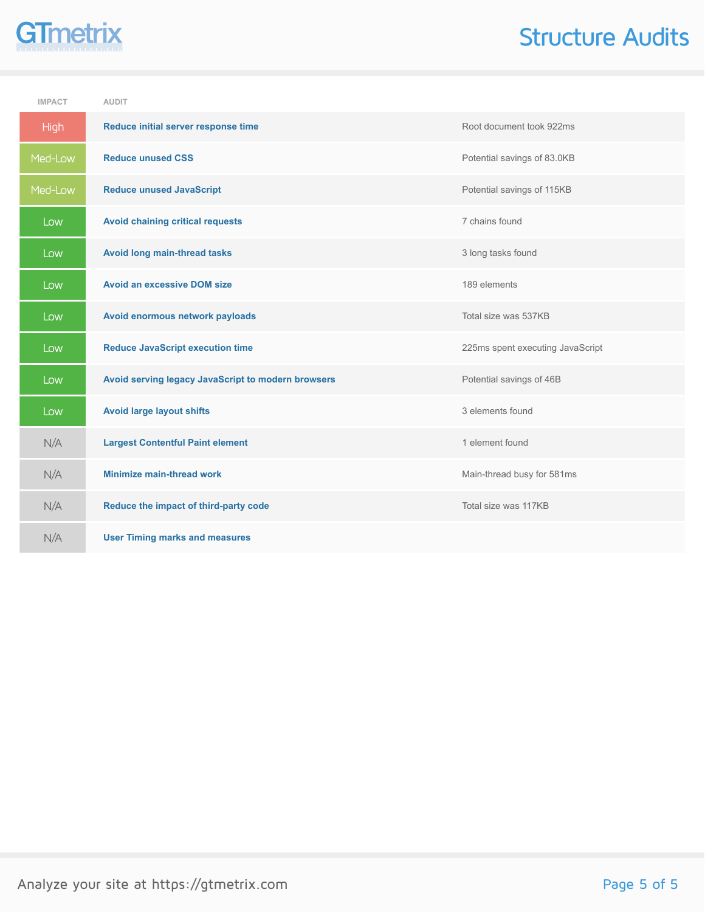# Structure Audits

| IMPACT | AUDIT | |
|---|---|---|
| High | Reduce initial server response time | Root document took 922ms |
| Med-Low | Reduce unused CSS | Potential savings of 83.0KB |
| Med-Low | Reduce unused JavaScript | Potential savings of 115KB |
| Low | Avoid chaining critical requests | 7 chains found |
| Low | Avoid long main-thread tasks | 3 long tasks found |
| Low | Avoid an excessive DOM size | 189 elements |
| Low | Avoid enormous network payloads | Total size was 537KB |
| Low | Reduce JavaScript execution time | 225ms spent executing JavaScript |
| Low | Avoid serving legacy JavaScript to modern browsers | Potential savings of 46B |
| Low | Avoid large layout shifts | 3 elements found |
| N/A | Largest Contentful Paint element | 1 element found |
| N/A | Minimize main-thread work | Main-thread busy for 581ms |
| N/A | Reduce the impact of third-party code | Total size was 117KB |
| N/A | User Timing marks and measures | |